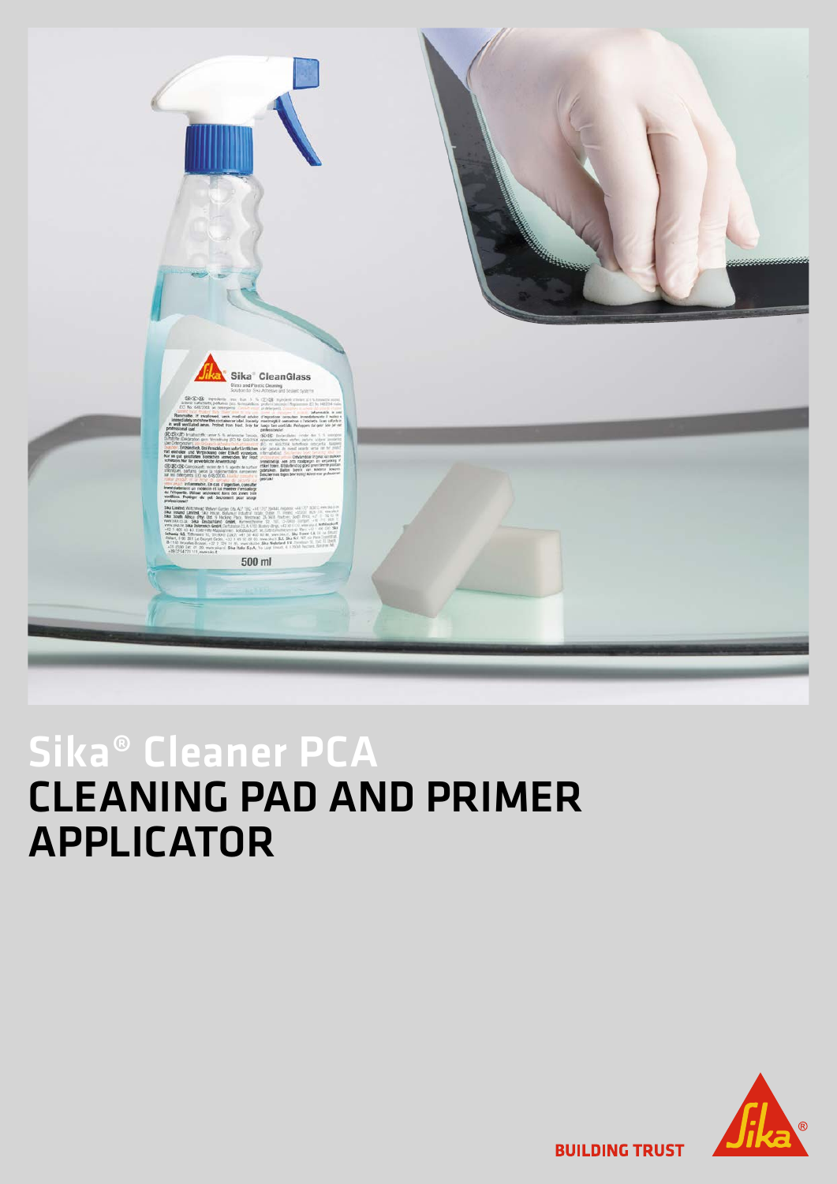# Sika® Cleaner PCA

# CLEANING PAD AND PRIMER APPLICATOR

BUILDING TRUST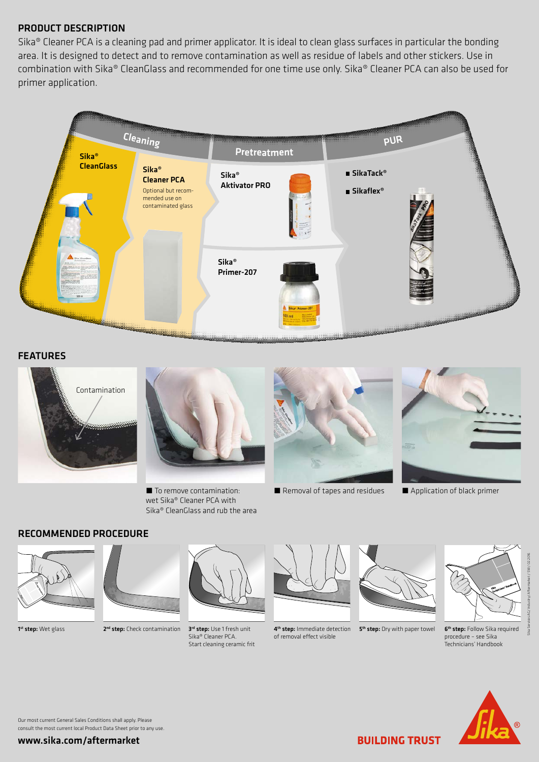## PRODUCT DESCRIPTION

Sika® Cleaner PCA is a cleaning pad and primer applicator. It is ideal to clean glass surfaces in particular the bonding area. It is designed to detect and to remove contamination as well as residue of labels and other stickers. Use in combination with Sika® CleanGlass and recommended for one time use only. Sika® Cleaner PCA can also be used for primer application.

Cleaning

Sika® CleanGlass

Sika® Cleaner PCA

Optional but recommended use on contaminated glass

Pretreatment

Sika® Aktivator PRO

Sika® Primer-207

PUR

- SikaTack®
- Sikaflex®

## FEATURES

Contamination

- To remove contamination: wet Sika® Cleaner PCA with Sika® CleanGlass and rub the area
- Removal of tapes and residues
- Application of black primer

## RECOMMENDED PROCEDURE

**1st step:** Wet glass

**2nd step:** Check contamination

**3rd step:** Use 1 fresh unit Sika® Cleaner PCA. Start cleaning ceramic frit

**4th step:** Immediate detection of removal effect visible

**5th step:** Dry with paper towel

**6th step:** Follow Sika required procedure – see Sika Technicians' Handbook

Our most current General Sales Conditions shall apply. Please consult the most current local Product Data Sheet prior to any use.

**www.sika.com/aftermarket**

**BUILDING TRUST**